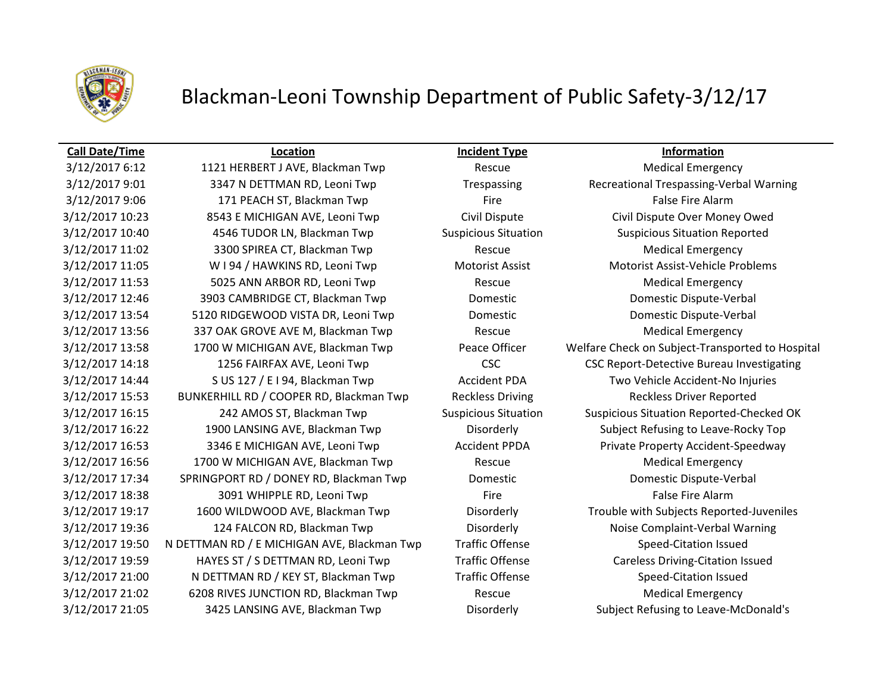# Blackman-Leoni Township Department of Public Safety-3/12/17

| Call Date/Time | Location | Incident Type | Information |
|---|---|---|---|
| 3/12/2017 6:12 | 1121 HERBERT J AVE, Blackman Twp | Rescue | Medical Emergency |
| 3/12/2017 9:01 | 3347 N DETTMAN RD, Leoni Twp | Trespassing | Recreational Trespassing-Verbal Warning |
| 3/12/2017 9:06 | 171 PEACH ST, Blackman Twp | Fire | False Fire Alarm |
| 3/12/2017 10:23 | 8543 E MICHIGAN AVE, Leoni Twp | Civil Dispute | Civil Dispute Over Money Owed |
| 3/12/2017 10:40 | 4546 TUDOR LN, Blackman Twp | Suspicious Situation | Suspicious Situation Reported |
| 3/12/2017 11:02 | 3300 SPIREA CT, Blackman Twp | Rescue | Medical Emergency |
| 3/12/2017 11:05 | W I 94 / HAWKINS RD, Leoni Twp | Motorist Assist | Motorist Assist-Vehicle Problems |
| 3/12/2017 11:53 | 5025 ANN ARBOR RD, Leoni Twp | Rescue | Medical Emergency |
| 3/12/2017 12:46 | 3903 CAMBRIDGE CT, Blackman Twp | Domestic | Domestic Dispute-Verbal |
| 3/12/2017 13:54 | 5120 RIDGEWOOD VISTA DR, Leoni Twp | Domestic | Domestic Dispute-Verbal |
| 3/12/2017 13:56 | 337 OAK GROVE AVE M, Blackman Twp | Rescue | Medical Emergency |
| 3/12/2017 13:58 | 1700 W MICHIGAN AVE, Blackman Twp | Peace Officer | Welfare Check on Subject-Transported to Hospital |
| 3/12/2017 14:18 | 1256 FAIRFAX AVE, Leoni Twp | CSC | CSC Report-Detective Bureau Investigating |
| 3/12/2017 14:44 | S US 127 / E I 94, Blackman Twp | Accident PDA | Two Vehicle Accident-No Injuries |
| 3/12/2017 15:53 | BUNKERHILL RD / COOPER RD, Blackman Twp | Reckless Driving | Reckless Driver Reported |
| 3/12/2017 16:15 | 242 AMOS ST, Blackman Twp | Suspicious Situation | Suspicious Situation Reported-Checked OK |
| 3/12/2017 16:22 | 1900 LANSING AVE, Blackman Twp | Disorderly | Subject Refusing to Leave-Rocky Top |
| 3/12/2017 16:53 | 3346 E MICHIGAN AVE, Leoni Twp | Accident PPDA | Private Property Accident-Speedway |
| 3/12/2017 16:56 | 1700 W MICHIGAN AVE, Blackman Twp | Rescue | Medical Emergency |
| 3/12/2017 17:34 | SPRINGPORT RD / DONEY RD, Blackman Twp | Domestic | Domestic Dispute-Verbal |
| 3/12/2017 18:38 | 3091 WHIPPLE RD, Leoni Twp | Fire | False Fire Alarm |
| 3/12/2017 19:17 | 1600 WILDWOOD AVE, Blackman Twp | Disorderly | Trouble with Subjects Reported-Juveniles |
| 3/12/2017 19:36 | 124 FALCON RD, Blackman Twp | Disorderly | Noise Complaint-Verbal Warning |
| 3/12/2017 19:50 | N DETTMAN RD / E MICHIGAN AVE, Blackman Twp | Traffic Offense | Speed-Citation Issued |
| 3/12/2017 19:59 | HAYES ST / S DETTMAN RD, Leoni Twp | Traffic Offense | Careless Driving-Citation Issued |
| 3/12/2017 21:00 | N DETTMAN RD / KEY ST, Blackman Twp | Traffic Offense | Speed-Citation Issued |
| 3/12/2017 21:02 | 6208 RIVES JUNCTION RD, Blackman Twp | Rescue | Medical Emergency |
| 3/12/2017 21:05 | 3425 LANSING AVE, Blackman Twp | Disorderly | Subject Refusing to Leave-McDonald's |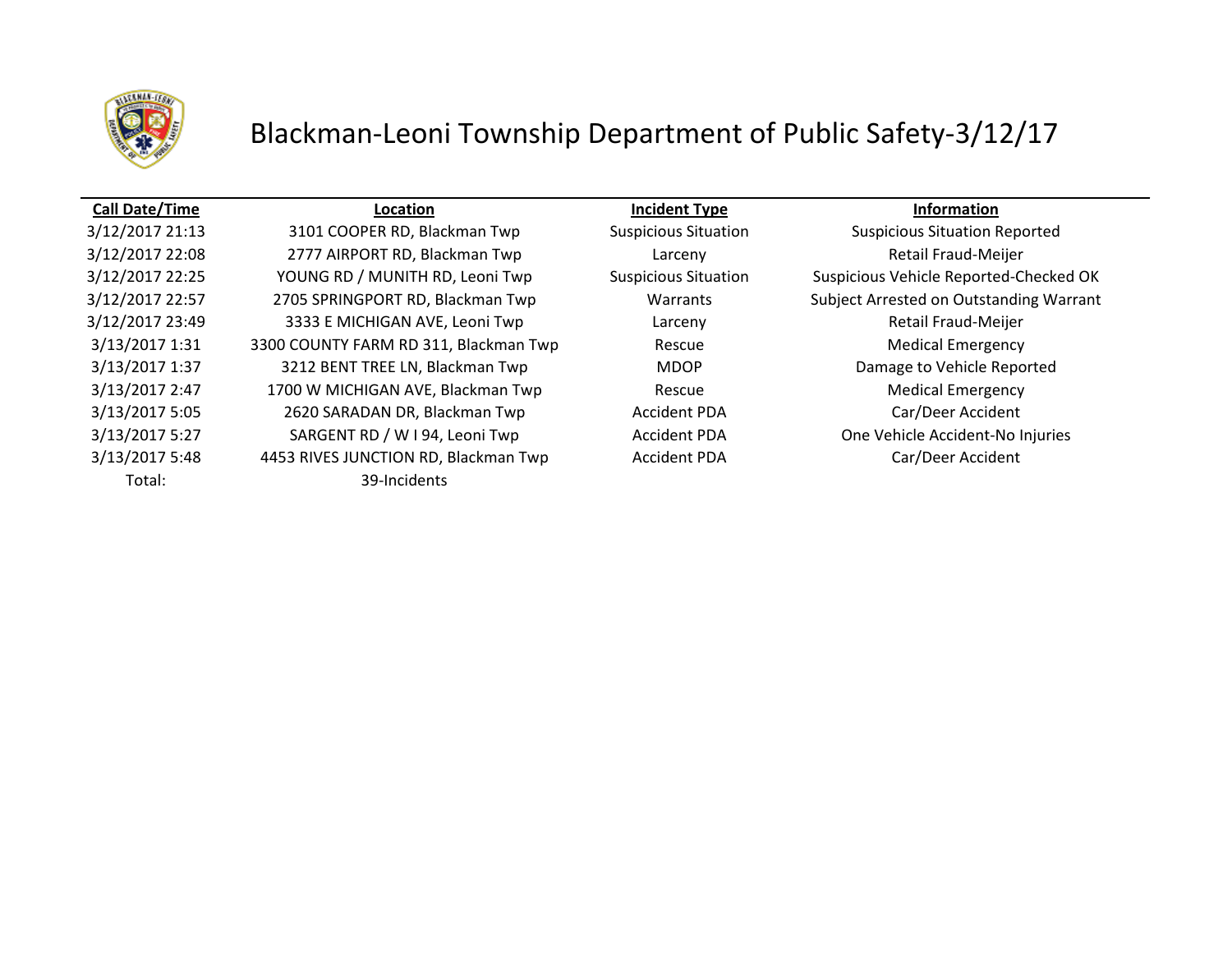# Blackman-Leoni Township Department of Public Safety-3/12/17

| Call Date/Time | Location | Incident Type | Information |
|---|---|---|---|
| 3/12/2017 21:13 | 3101 COOPER RD, Blackman Twp | Suspicious Situation | Suspicious Situation Reported |
| 3/12/2017 22:08 | 2777 AIRPORT RD, Blackman Twp | Larceny | Retail Fraud-Meijer |
| 3/12/2017 22:25 | YOUNG RD / MUNITH RD, Leoni Twp | Suspicious Situation | Suspicious Vehicle Reported-Checked OK |
| 3/12/2017 22:57 | 2705 SPRINGPORT RD, Blackman Twp | Warrants | Subject Arrested on Outstanding Warrant |
| 3/12/2017 23:49 | 3333 E MICHIGAN AVE, Leoni Twp | Larceny | Retail Fraud-Meijer |
| 3/13/2017 1:31 | 3300 COUNTY FARM RD 311, Blackman Twp | Rescue | Medical Emergency |
| 3/13/2017 1:37 | 3212 BENT TREE LN, Blackman Twp | MDOP | Damage to Vehicle Reported |
| 3/13/2017 2:47 | 1700 W MICHIGAN AVE, Blackman Twp | Rescue | Medical Emergency |
| 3/13/2017 5:05 | 2620 SARADAN DR, Blackman Twp | Accident PDA | Car/Deer Accident |
| 3/13/2017 5:27 | SARGENT RD / W I 94, Leoni Twp | Accident PDA | One Vehicle Accident-No Injuries |
| 3/13/2017 5:48 | 4453 RIVES JUNCTION RD, Blackman Twp | Accident PDA | Car/Deer Accident |
| Total: | 39-Incidents | | |